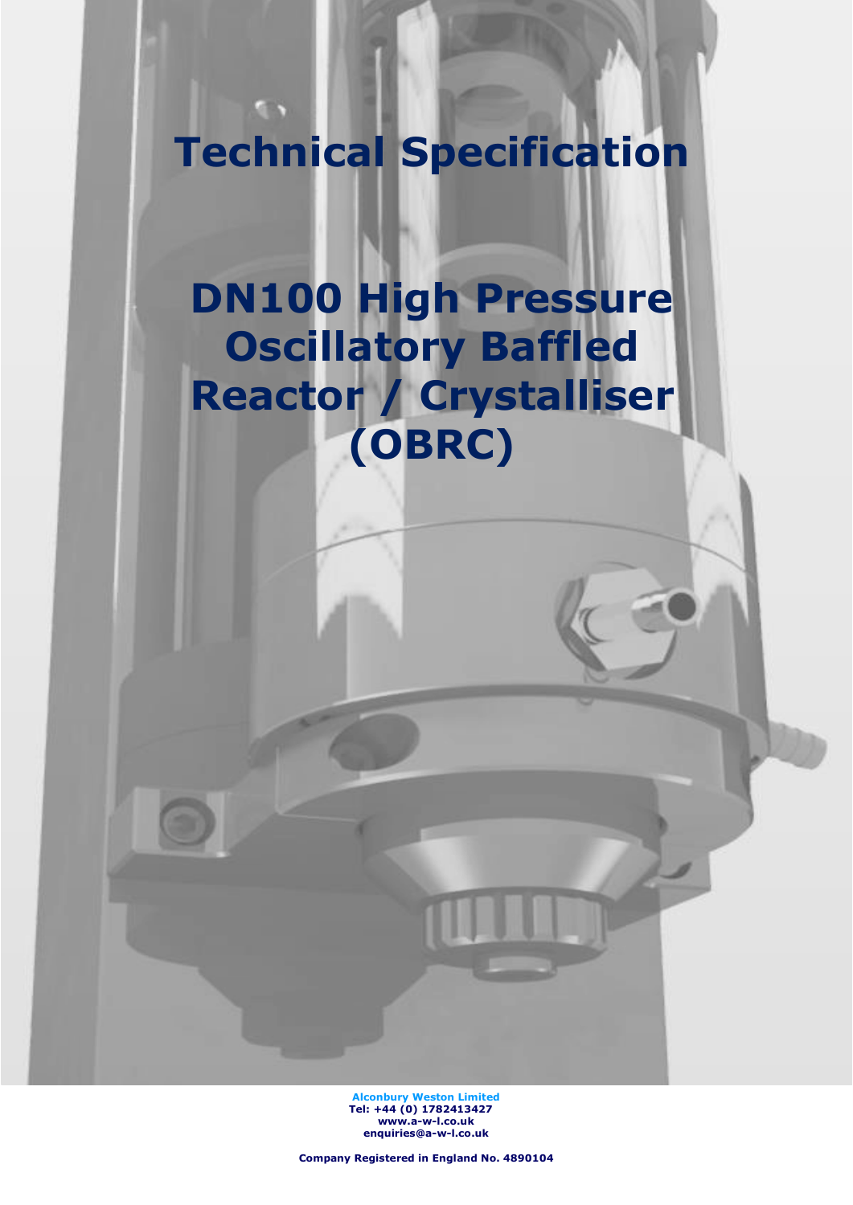# Technical Specification

# DN100 High Pressure Oscillatory Baffled Reactor / Crystalliser (OBRC)

**Alconbury Weston Limited**
**Tel: +44 (0) 1782413427**
**www.a-w-l.co.uk**
**enquiries@a-w-l.co.uk**

**Company Registered in England No. 4890104**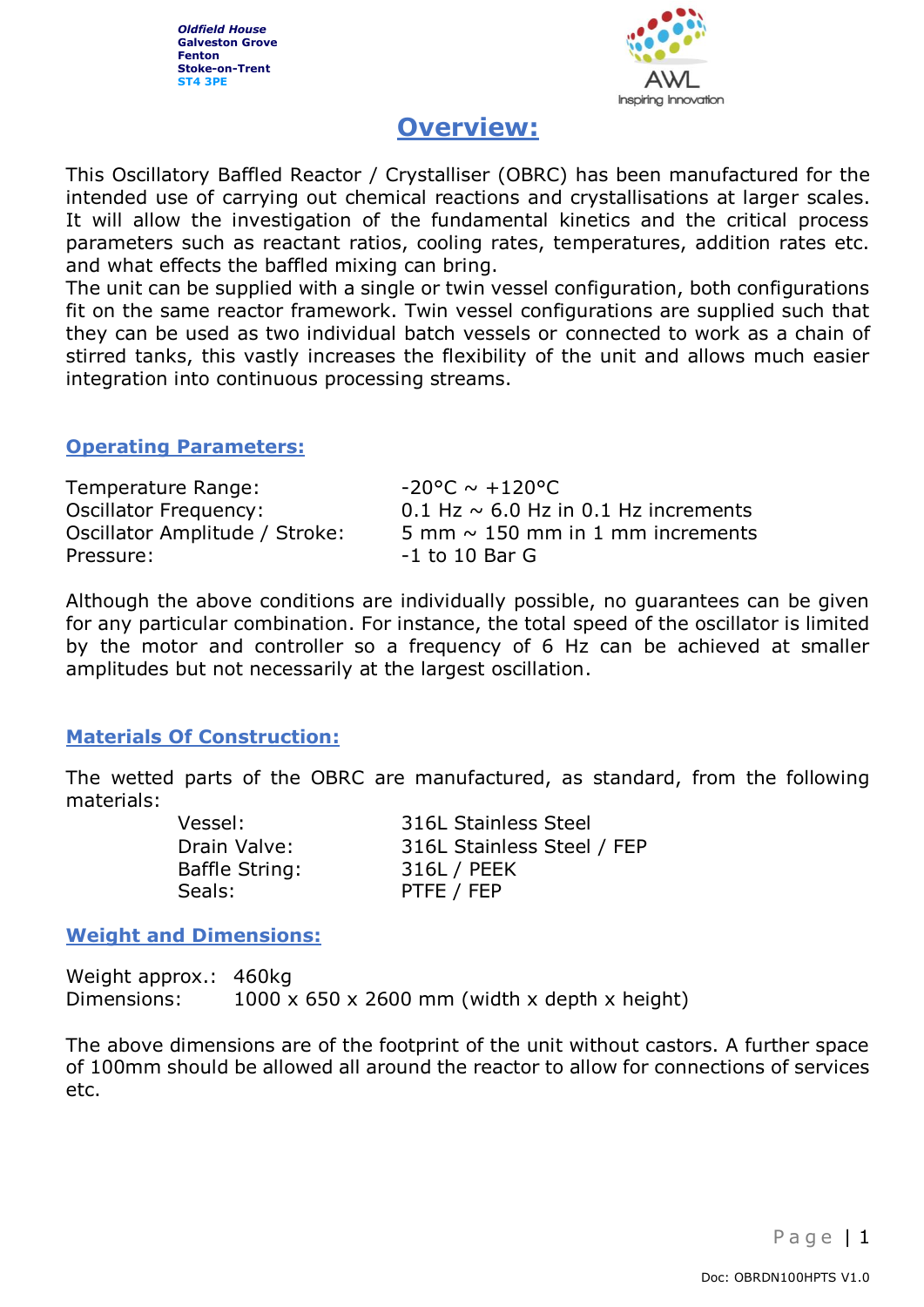Oldfield House
Galveston Grove
Fenton
Stoke-on-Trent
ST4 3PE

# Overview:

This Oscillatory Baffled Reactor / Crystalliser (OBRC) has been manufactured for the intended use of carrying out chemical reactions and crystallisations at larger scales. It will allow the investigation of the fundamental kinetics and the critical process parameters such as reactant ratios, cooling rates, temperatures, addition rates etc. and what effects the baffled mixing can bring.

The unit can be supplied with a single or twin vessel configuration, both configurations fit on the same reactor framework. Twin vessel configurations are supplied such that they can be used as two individual batch vessels or connected to work as a chain of stirred tanks, this vastly increases the flexibility of the unit and allows much easier integration into continuous processing streams.

## Operating Parameters:

| | |
|---|---|
| Temperature Range: | -20°C ~ +120°C |
| Oscillator Frequency: | 0.1 Hz ~ 6.0 Hz in 0.1 Hz increments |
| Oscillator Amplitude / Stroke: | 5 mm ~ 150 mm in 1 mm increments |
| Pressure: | -1 to 10 Bar G |

Although the above conditions are individually possible, no guarantees can be given for any particular combination. For instance, the total speed of the oscillator is limited by the motor and controller so a frequency of 6 Hz can be achieved at smaller amplitudes but not necessarily at the largest oscillation.

## Materials Of Construction:

The wetted parts of the OBRC are manufactured, as standard, from the following materials:

| | |
|---|---|
| Vessel: | 316L Stainless Steel |
| Drain Valve: | 316L Stainless Steel / FEP |
| Baffle String: | 316L / PEEK |
| Seals: | PTFE / FEP |

## Weight and Dimensions:

Weight approx.: 460kg
Dimensions: 1000 x 650 x 2600 mm (width x depth x height)

The above dimensions are of the footprint of the unit without castors. A further space of 100mm should be allowed all around the reactor to allow for connections of services etc.

Doc: OBRDN100HPTS V1.0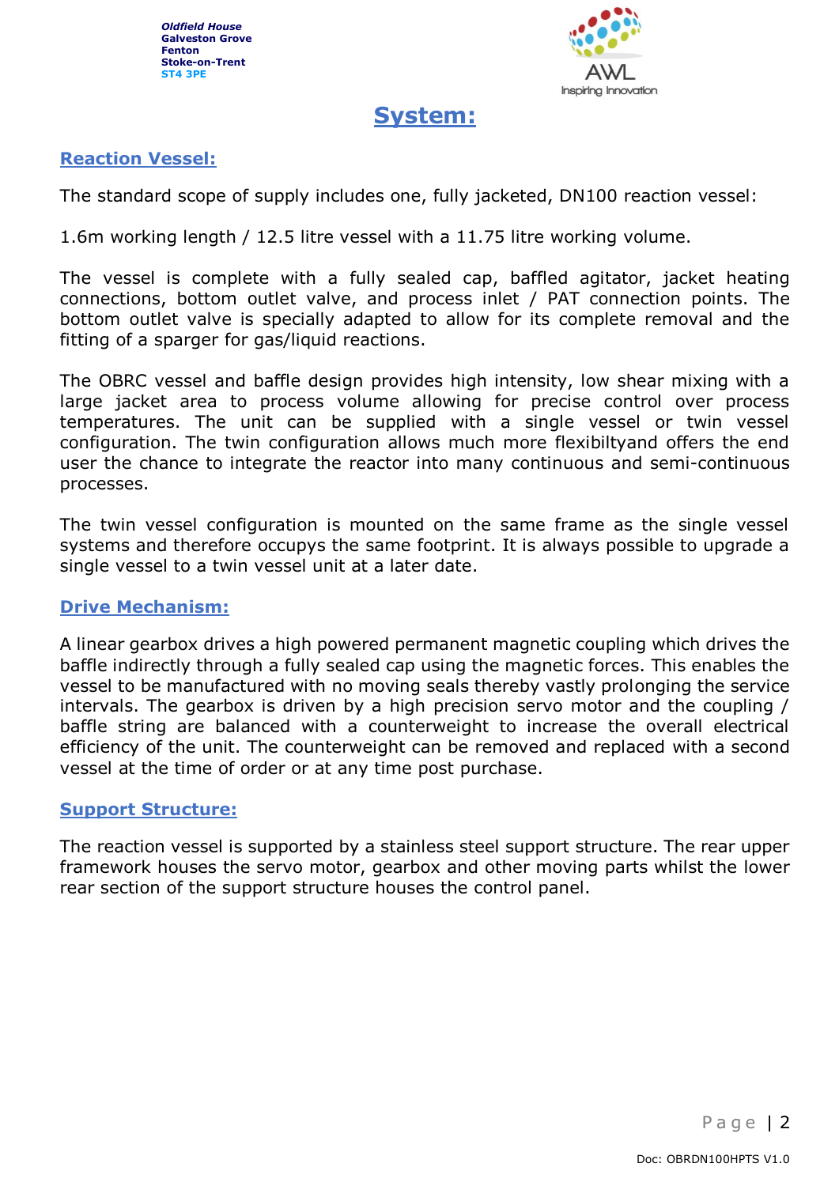# System:

## Reaction Vessel:

The standard scope of supply includes one, fully jacketed, DN100 reaction vessel:

1.6m working length / 12.5 litre vessel with a 11.75 litre working volume.

The vessel is complete with a fully sealed cap, baffled agitator, jacket heating connections, bottom outlet valve, and process inlet / PAT connection points. The bottom outlet valve is specially adapted to allow for its complete removal and the fitting of a sparger for gas/liquid reactions.

The OBRC vessel and baffle design provides high intensity, low shear mixing with a large jacket area to process volume allowing for precise control over process temperatures. The unit can be supplied with a single vessel or twin vessel configuration. The twin configuration allows much more flexibiltyand offers the end user the chance to integrate the reactor into many continuous and semi-continuous processes.

The twin vessel configuration is mounted on the same frame as the single vessel systems and therefore occupys the same footprint. It is always possible to upgrade a single vessel to a twin vessel unit at a later date.

## Drive Mechanism:

A linear gearbox drives a high powered permanent magnetic coupling which drives the baffle indirectly through a fully sealed cap using the magnetic forces. This enables the vessel to be manufactured with no moving seals thereby vastly prolonging the service intervals. The gearbox is driven by a high precision servo motor and the coupling / baffle string are balanced with a counterweight to increase the overall electrical efficiency of the unit. The counterweight can be removed and replaced with a second vessel at the time of order or at any time post purchase.

## Support Structure:

The reaction vessel is supported by a stainless steel support structure. The rear upper framework houses the servo motor, gearbox and other moving parts whilst the lower rear section of the support structure houses the control panel.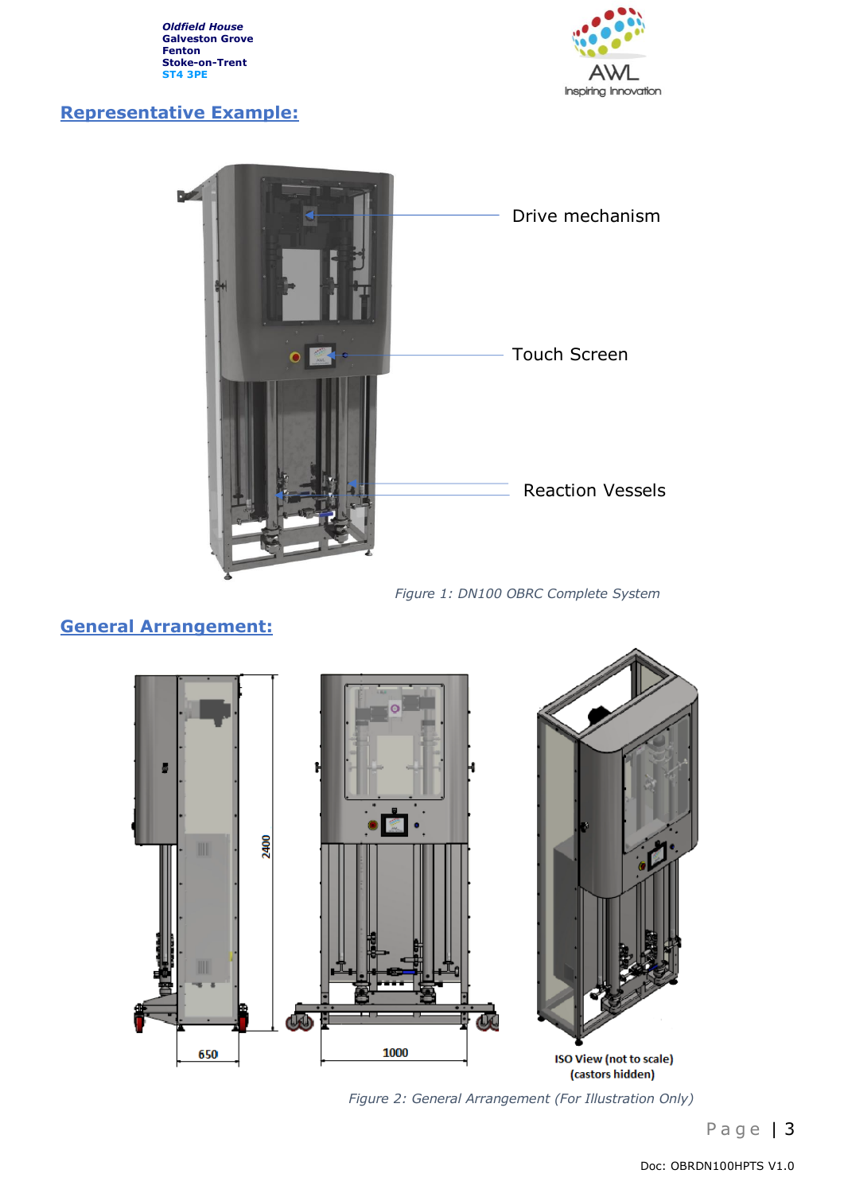## Representative Example:

Drive mechanism

Touch Screen

Reaction Vessels

*Figure 1: DN100 OBRC Complete System*

## General Arrangement:

*Figure 2: General Arrangement (For Illustration Only)*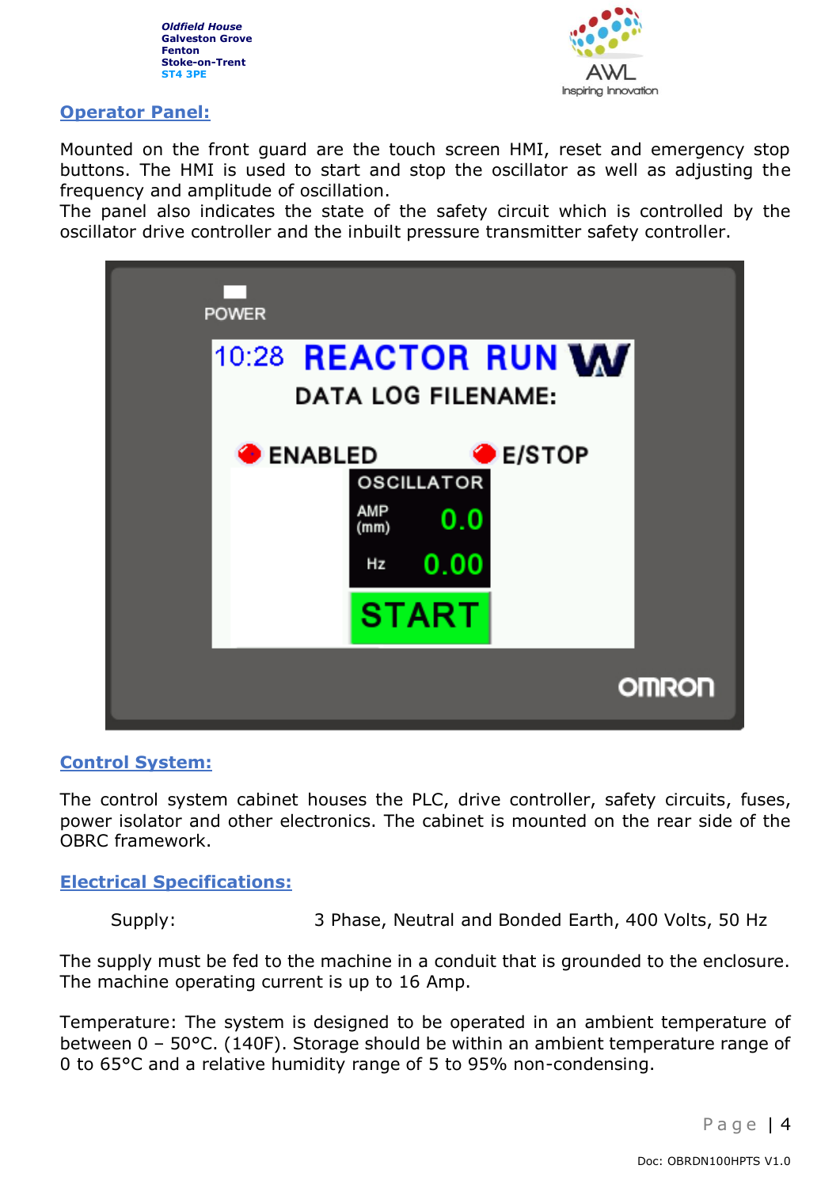## Operator Panel:

Mounted on the front guard are the touch screen HMI, reset and emergency stop buttons. The HMI is used to start and stop the oscillator as well as adjusting the frequency and amplitude of oscillation.
The panel also indicates the state of the safety circuit which is controlled by the oscillator drive controller and the inbuilt pressure transmitter safety controller.

## Control System:

The control system cabinet houses the PLC, drive controller, safety circuits, fuses, power isolator and other electronics. The cabinet is mounted on the rear side of the OBRC framework.

## Electrical Specifications:

Supply: 3 Phase, Neutral and Bonded Earth, 400 Volts, 50 Hz

The supply must be fed to the machine in a conduit that is grounded to the enclosure. The machine operating current is up to 16 Amp.

Temperature: The system is designed to be operated in an ambient temperature of between 0 – 50°C. (140F). Storage should be within an ambient temperature range of 0 to 65°C and a relative humidity range of 5 to 95% non-condensing.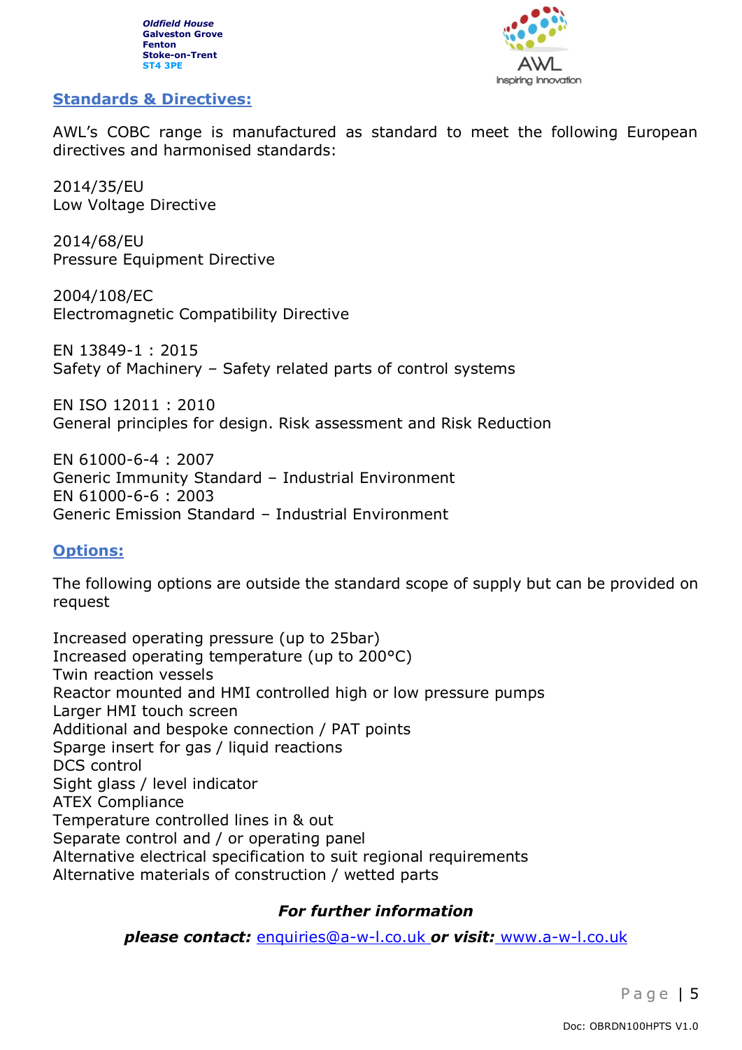## Standards & Directives:

AWL's COBC range is manufactured as standard to meet the following European directives and harmonised standards:

2014/35/EU
Low Voltage Directive

2014/68/EU
Pressure Equipment Directive

2004/108/EC
Electromagnetic Compatibility Directive

EN 13849-1 : 2015
Safety of Machinery – Safety related parts of control systems

EN ISO 12011 : 2010
General principles for design. Risk assessment and Risk Reduction

EN 61000-6-4 : 2007
Generic Immunity Standard – Industrial Environment
EN 61000-6-6 : 2003
Generic Emission Standard – Industrial Environment

## Options:

The following options are outside the standard scope of supply but can be provided on request

Increased operating pressure (up to 25bar)
Increased operating temperature (up to 200°C)
Twin reaction vessels
Reactor mounted and HMI controlled high or low pressure pumps
Larger HMI touch screen
Additional and bespoke connection / PAT points
Sparge insert for gas / liquid reactions
DCS control
Sight glass / level indicator
ATEX Compliance
Temperature controlled lines in & out
Separate control and / or operating panel
Alternative electrical specification to suit regional requirements
Alternative materials of construction / wetted parts

***For further information***

***please contact:*** enquiries@a-w-l.co.uk ***or visit:*** www.a-w-l.co.uk